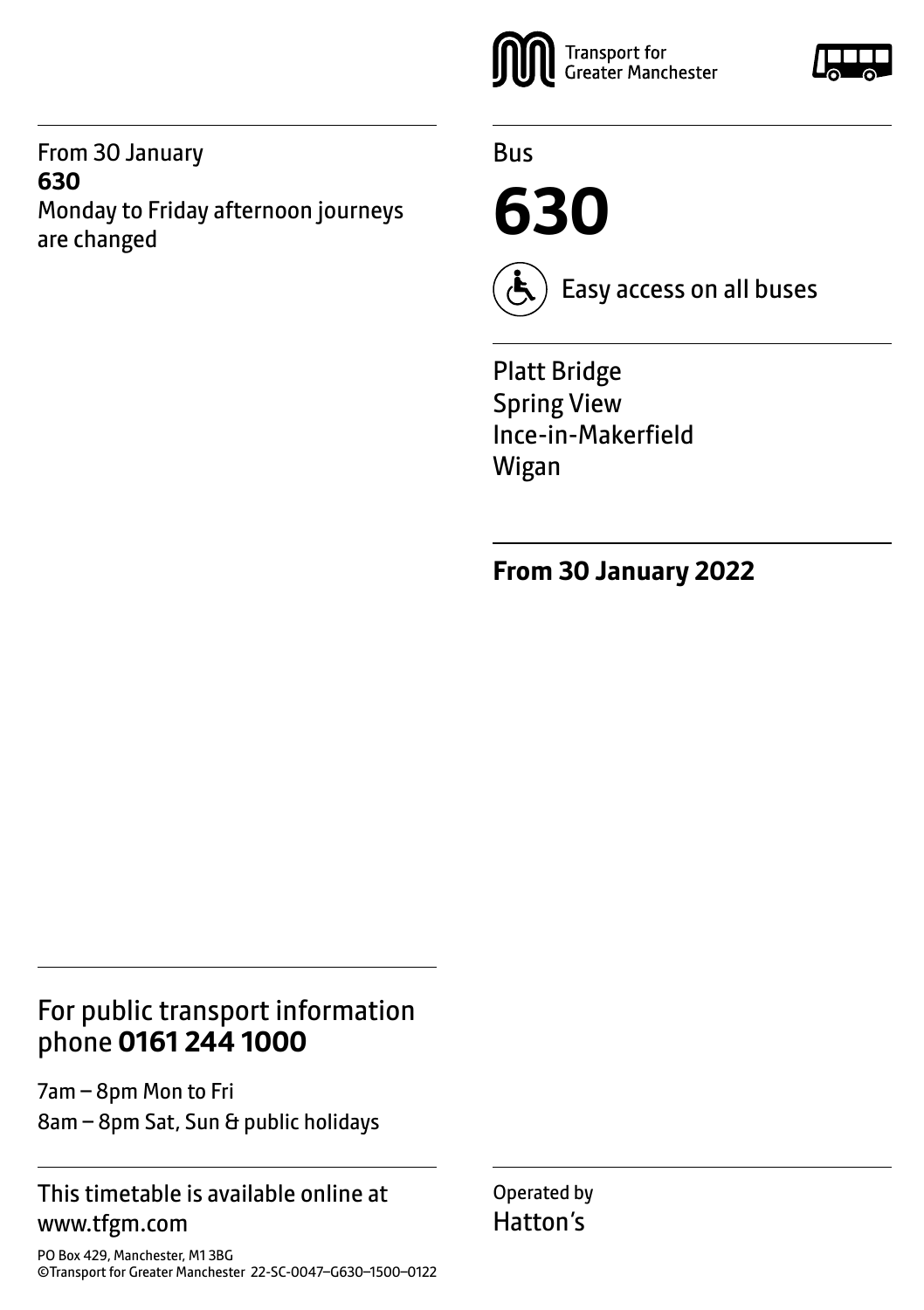From 30 January
**630**
Monday to Friday afternoon journeys are changed

Transport for Greater Manchester

Bus

# 630

Easy access on all buses

Platt Bridge
Spring View
Ince-in-Makerfield
Wigan

**From 30 January 2022**

## For public transport information phone **0161 244 1000**

7am – 8pm Mon to Fri
8am – 8pm Sat, Sun & public holidays

This timetable is available online at www.tfgm.com

PO Box 429, Manchester, M1 3BG
©Transport for Greater Manchester 22-SC-0047–G630–1500–0122

Operated by
Hatton's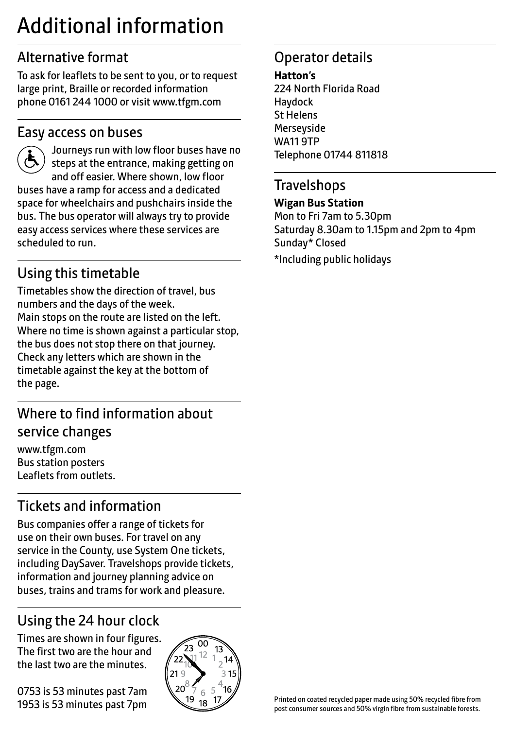# Additional information

## Alternative format

To ask for leaflets to be sent to you, or to request large print, Braille or recorded information phone 0161 244 1000 or visit www.tfgm.com

## Easy access on buses

Journeys run with low floor buses have no steps at the entrance, making getting on and off easier. Where shown, low floor buses have a ramp for access and a dedicated space for wheelchairs and pushchairs inside the bus. The bus operator will always try to provide easy access services where these services are scheduled to run.

## Using this timetable

Timetables show the direction of travel, bus numbers and the days of the week.
Main stops on the route are listed on the left. Where no time is shown against a particular stop, the bus does not stop there on that journey. Check any letters which are shown in the timetable against the key at the bottom of the page.

## Where to find information about service changes

www.tfgm.com
Bus station posters
Leaflets from outlets.

## Tickets and information

Bus companies offer a range of tickets for use on their own buses. For travel on any service in the County, use System One tickets, including DaySaver. Travelshops provide tickets, information and journey planning advice on buses, trains and trams for work and pleasure.

## Using the 24 hour clock

Times are shown in four figures. The first two are the hour and the last two are the minutes.

0753 is 53 minutes past 7am
1953 is 53 minutes past 7pm

## Operator details

**Hatton's**
224 North Florida Road
Haydock
St Helens
Merseyside
WA11 9TP
Telephone 01744 811818

## Travelshops

**Wigan Bus Station**
Mon to Fri 7am to 5.30pm
Saturday 8.30am to 1.15pm and 2pm to 4pm
Sunday* Closed

*Including public holidays

Printed on coated recycled paper made using 50% recycled fibre from post consumer sources and 50% virgin fibre from sustainable forests.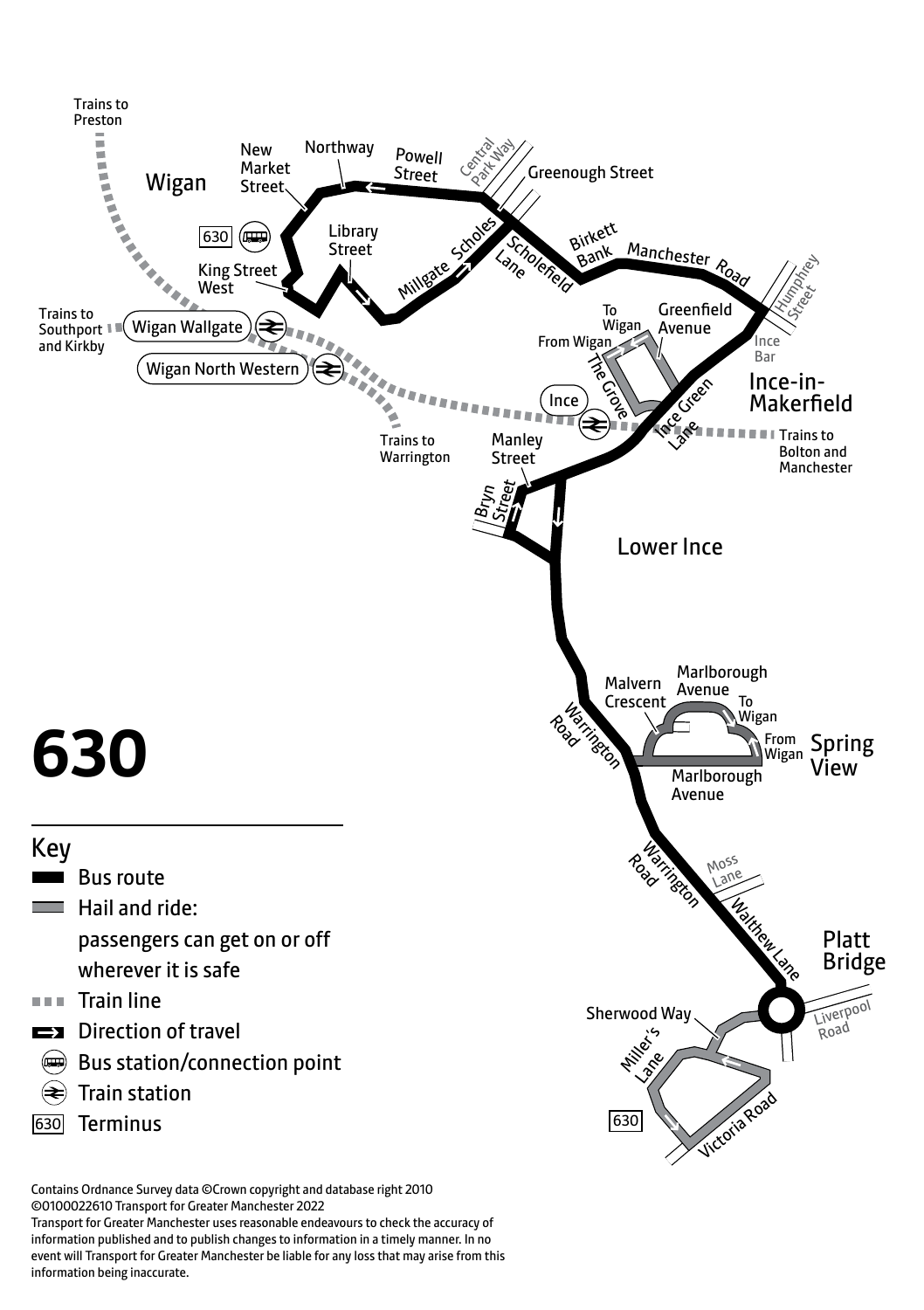# 630

Wigan

Trains to Preston

Trains to Southport and Kirkby

Wigan Wallgate

Wigan North Western

Trains to Warrington

New Market Street

Northway

Powell Street

Central Park Way

Greenough Street

630

King Street West

Library Street

Millgate

Scholes

Scholefield Lane

Birkett Bank

Manchester Road

Humphrey Street

Ince Bar

Ince-in-Makerfield

To Wigan

From Wigan

Greenfield Avenue

The Grove

Ince Green Lane

Ince

Trains to Bolton and Manchester

Manley Street

Bryn Street

Lower Ince

Warrington Road

Malvern Crescent

Marlborough Avenue

To Wigan

From Wigan

Spring View

Marlborough Avenue

Warrington Road

Moss Lane

Walthew Lane

Platt Bridge

Liverpool Road

Sherwood Way

Miller's Lane

Victoria Road

630

## Key

- Bus route
- Hail and ride: passengers can get on or off wherever it is safe
- Train line
- Direction of travel
- Bus station/connection point
- Train station
- 630 Terminus

Contains Ordnance Survey data ©Crown copyright and database right 2010
©0100022610 Transport for Greater Manchester 2022
Transport for Greater Manchester uses reasonable endeavours to check the accuracy of information published and to publish changes to information in a timely manner. In no event will Transport for Greater Manchester be liable for any loss that may arise from this information being inaccurate.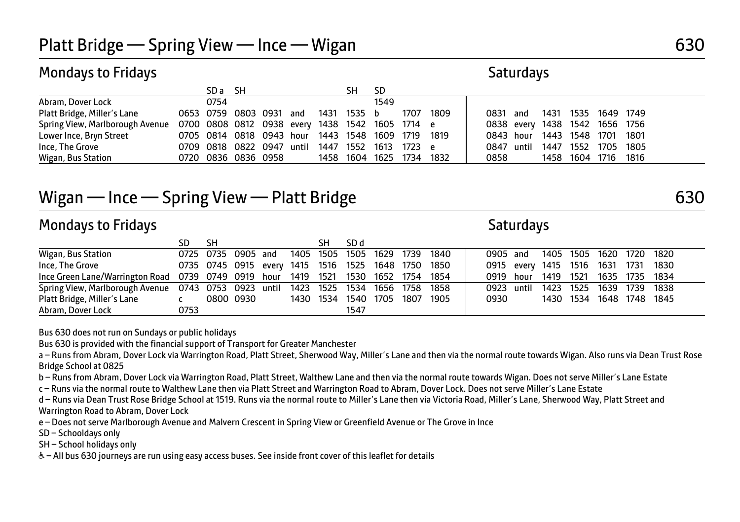# Platt Bridge — Spring View — Ince — Wigan 630

## Mondays to Fridays

| | | SD a | SH | | | | SH | SD | | |
|---|---|---|---|---|---|---|---|---|---|---|
| Abram, Dover Lock | | 0754 | | | | | | 1549 | | |
| Platt Bridge, Miller's Lane | 0653 | 0759 | 0803 | 0931 | and | 1431 | 1535 | b | 1707 | 1809 |
| Spring View, Marlborough Avenue | 0700 | 0808 | 0812 | 0938 | every | 1438 | 1542 | 1605 | 1714 | e |
| Lower Ince, Bryn Street | 0705 | 0814 | 0818 | 0943 | hour | 1443 | 1548 | 1609 | 1719 | 1819 |
| Ince, The Grove | 0709 | 0818 | 0822 | 0947 | until | 1447 | 1552 | 1613 | 1723 | e |
| Wigan, Bus Station | 0720 | 0836 | 0836 | 0958 | | 1458 | 1604 | 1625 | 1734 | 1832 |

## Saturdays

| | | | | | | |
|---|---|---|---|---|---|---|
| Abram, Dover Lock | | | | | | |
| Platt Bridge, Miller's Lane | 0831 | and | 1431 | 1535 | 1649 | 1749 |
| Spring View, Marlborough Avenue | 0838 | every | 1438 | 1542 | 1656 | 1756 |
| Lower Ince, Bryn Street | 0843 | hour | 1443 | 1548 | 1701 | 1801 |
| Ince, The Grove | 0847 | until | 1447 | 1552 | 1705 | 1805 |
| Wigan, Bus Station | 0858 | | 1458 | 1604 | 1716 | 1816 |

# Wigan — Ince — Spring View — Platt Bridge 630

## Mondays to Fridays

| | SD | SH | | | | SH | SD d | | | |
|---|---|---|---|---|---|---|---|---|---|---|
| Wigan, Bus Station | 0725 | 0735 | 0905 | and | 1405 | 1505 | 1505 | 1629 | 1739 | 1840 |
| Ince, The Grove | 0735 | 0745 | 0915 | every | 1415 | 1516 | 1525 | 1648 | 1750 | 1850 |
| Ince Green Lane/Warrington Road | 0739 | 0749 | 0919 | hour | 1419 | 1521 | 1530 | 1652 | 1754 | 1854 |
| Spring View, Marlborough Avenue | 0743 | 0753 | 0923 | until | 1423 | 1525 | 1534 | 1656 | 1758 | 1858 |
| Platt Bridge, Miller's Lane | c | 0800 | 0930 | | 1430 | 1534 | 1540 | 1705 | 1807 | 1905 |
| Abram, Dover Lock | 0753 | | | | | | 1547 | | | |

## Saturdays

| | | | | | | | |
|---|---|---|---|---|---|---|---|
| Wigan, Bus Station | 0905 | and | 1405 | 1505 | 1620 | 1720 | 1820 |
| Ince, The Grove | 0915 | every | 1415 | 1516 | 1631 | 1731 | 1830 |
| Ince Green Lane/Warrington Road | 0919 | hour | 1419 | 1521 | 1635 | 1735 | 1834 |
| Spring View, Marlborough Avenue | 0923 | until | 1423 | 1525 | 1639 | 1739 | 1838 |
| Platt Bridge, Miller's Lane | 0930 | | 1430 | 1534 | 1648 | 1748 | 1845 |
| Abram, Dover Lock | | | | | | | |

Bus 630 does not run on Sundays or public holidays

Bus 630 is provided with the financial support of Transport for Greater Manchester

a – Runs from Abram, Dover Lock via Warrington Road, Platt Street, Sherwood Way, Miller's Lane and then via the normal route towards Wigan. Also runs via Dean Trust Rose Bridge School at 0825

b – Runs from Abram, Dover Lock via Warrington Road, Platt Street, Walthew Lane and then via the normal route towards Wigan. Does not serve Miller's Lane Estate

c – Runs via the normal route to Walthew Lane then via Platt Street and Warrington Road to Abram, Dover Lock. Does not serve Miller's Lane Estate

d – Runs via Dean Trust Rose Bridge School at 1519. Runs via the normal route to Miller's Lane then via Victoria Road, Miller's Lane, Sherwood Way, Platt Street and Warrington Road to Abram, Dover Lock

e – Does not serve Marlborough Avenue and Malvern Crescent in Spring View or Greenfield Avenue or The Grove in Ince

SD – Schooldays only

SH – School holidays only

♿ – All bus 630 journeys are run using easy access buses. See inside front cover of this leaflet for details